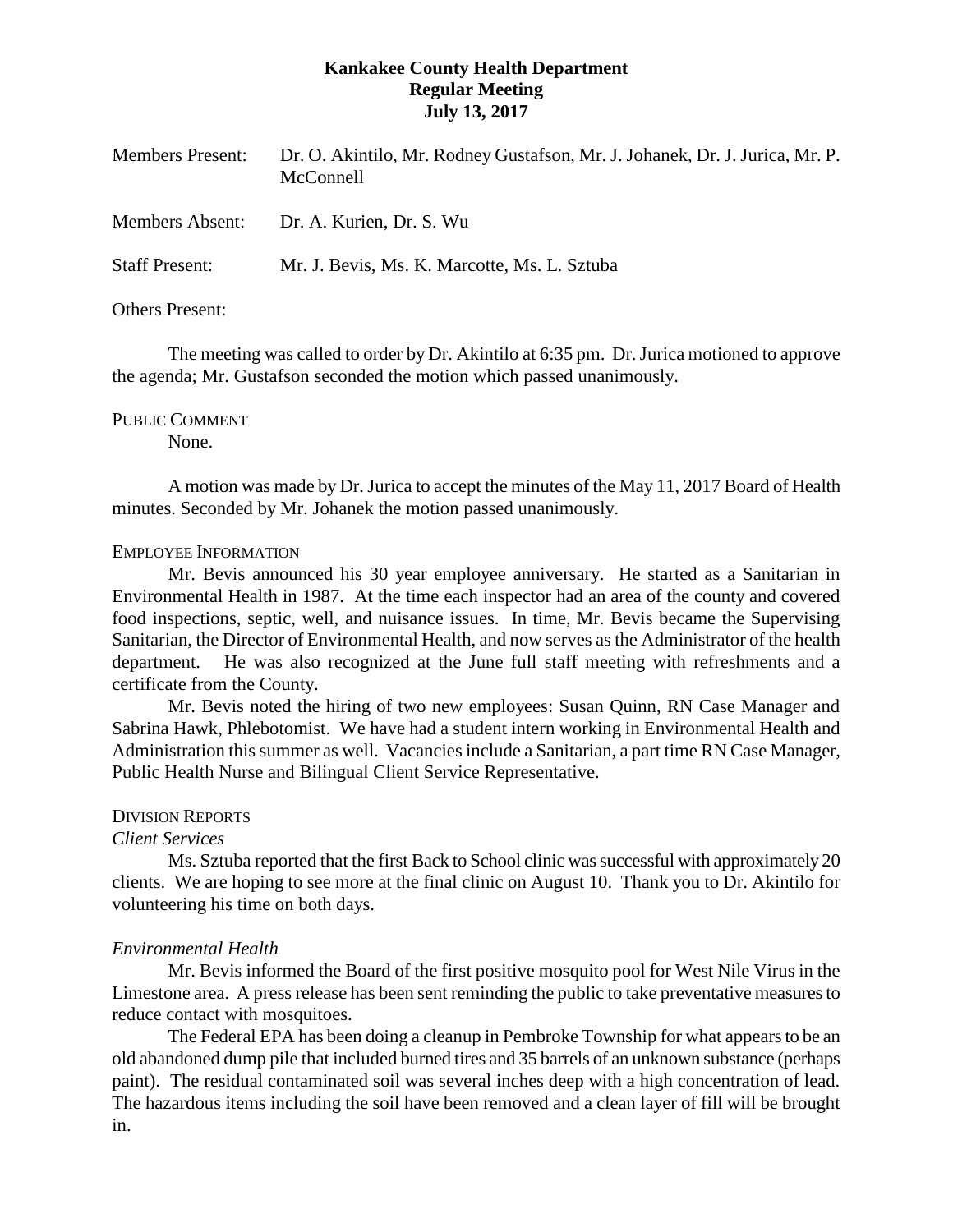**Kankakee County Health Department**
**Regular Meeting**
**July 13, 2017**

Members Present: Dr. O. Akintilo, Mr. Rodney Gustafson, Mr. J. Johanek, Dr. J. Jurica, Mr. P. McConnell

Members Absent: Dr. A. Kurien, Dr. S. Wu

Staff Present: Mr. J. Bevis, Ms. K. Marcotte, Ms. L. Sztuba

Others Present:

The meeting was called to order by Dr. Akintilo at 6:35 pm. Dr. Jurica motioned to approve the agenda; Mr. Gustafson seconded the motion which passed unanimously.

PUBLIC COMMENT

None.

A motion was made by Dr. Jurica to accept the minutes of the May 11, 2017 Board of Health minutes. Seconded by Mr. Johanek the motion passed unanimously.

EMPLOYEE INFORMATION

Mr. Bevis announced his 30 year employee anniversary. He started as a Sanitarian in Environmental Health in 1987. At the time each inspector had an area of the county and covered food inspections, septic, well, and nuisance issues. In time, Mr. Bevis became the Supervising Sanitarian, the Director of Environmental Health, and now serves as the Administrator of the health department. He was also recognized at the June full staff meeting with refreshments and a certificate from the County.

Mr. Bevis noted the hiring of two new employees: Susan Quinn, RN Case Manager and Sabrina Hawk, Phlebotomist. We have had a student intern working in Environmental Health and Administration this summer as well. Vacancies include a Sanitarian, a part time RN Case Manager, Public Health Nurse and Bilingual Client Service Representative.

DIVISION REPORTS

*Client Services*

Ms. Sztuba reported that the first Back to School clinic was successful with approximately 20 clients. We are hoping to see more at the final clinic on August 10. Thank you to Dr. Akintilo for volunteering his time on both days.

*Environmental Health*

Mr. Bevis informed the Board of the first positive mosquito pool for West Nile Virus in the Limestone area. A press release has been sent reminding the public to take preventative measures to reduce contact with mosquitoes.

The Federal EPA has been doing a cleanup in Pembroke Township for what appears to be an old abandoned dump pile that included burned tires and 35 barrels of an unknown substance (perhaps paint). The residual contaminated soil was several inches deep with a high concentration of lead. The hazardous items including the soil have been removed and a clean layer of fill will be brought in.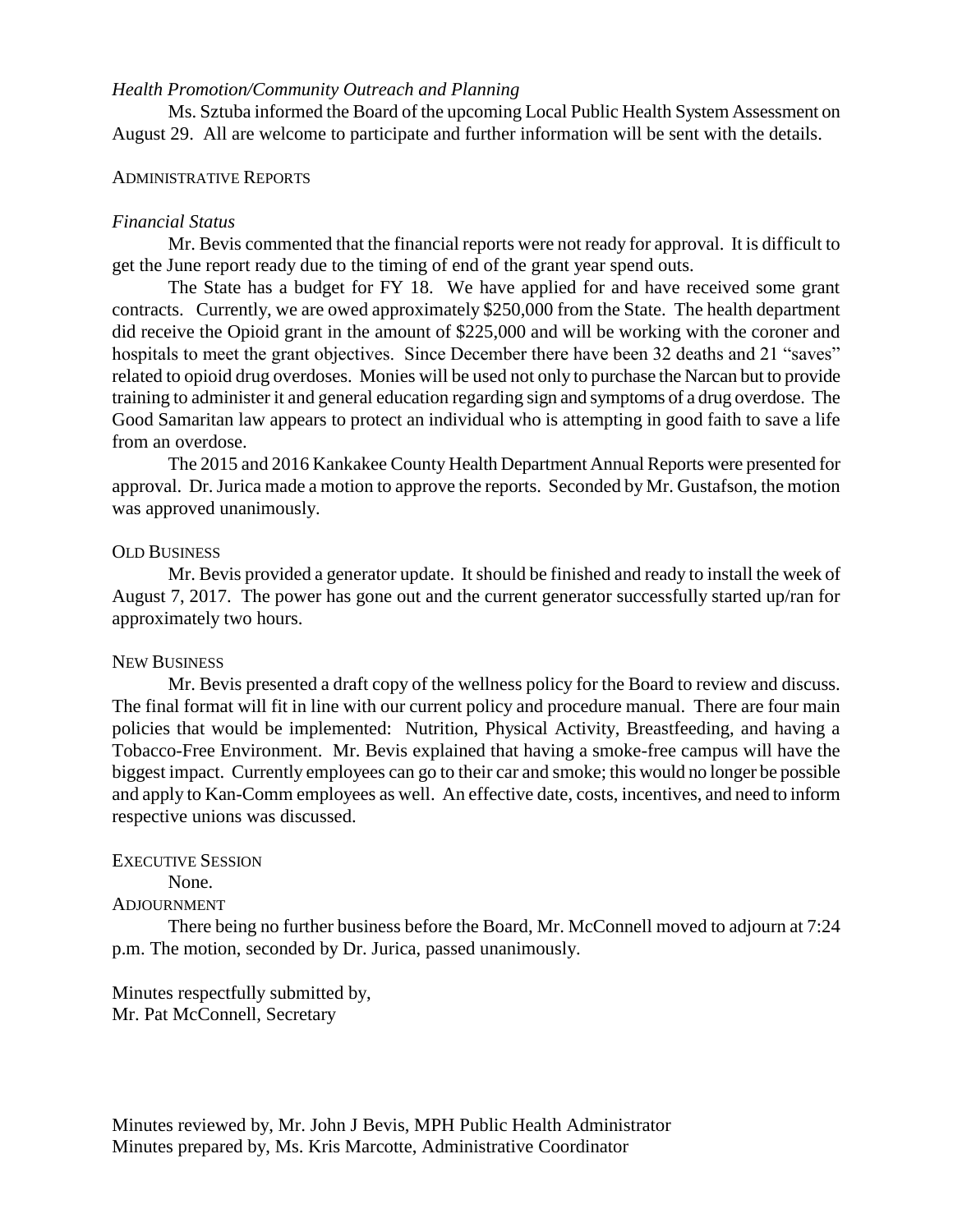*Health Promotion/Community Outreach and Planning*

Ms. Sztuba informed the Board of the upcoming Local Public Health System Assessment on August 29. All are welcome to participate and further information will be sent with the details.

ADMINISTRATIVE REPORTS

*Financial Status*

Mr. Bevis commented that the financial reports were not ready for approval. It is difficult to get the June report ready due to the timing of end of the grant year spend outs.

The State has a budget for FY 18. We have applied for and have received some grant contracts. Currently, we are owed approximately $250,000 from the State. The health department did receive the Opioid grant in the amount of $225,000 and will be working with the coroner and hospitals to meet the grant objectives. Since December there have been 32 deaths and 21 "saves" related to opioid drug overdoses. Monies will be used not only to purchase the Narcan but to provide training to administer it and general education regarding sign and symptoms of a drug overdose. The Good Samaritan law appears to protect an individual who is attempting in good faith to save a life from an overdose.

The 2015 and 2016 Kankakee County Health Department Annual Reports were presented for approval. Dr. Jurica made a motion to approve the reports. Seconded by Mr. Gustafson, the motion was approved unanimously.

OLD BUSINESS

Mr. Bevis provided a generator update. It should be finished and ready to install the week of August 7, 2017. The power has gone out and the current generator successfully started up/ran for approximately two hours.

NEW BUSINESS

Mr. Bevis presented a draft copy of the wellness policy for the Board to review and discuss. The final format will fit in line with our current policy and procedure manual. There are four main policies that would be implemented: Nutrition, Physical Activity, Breastfeeding, and having a Tobacco-Free Environment. Mr. Bevis explained that having a smoke-free campus will have the biggest impact. Currently employees can go to their car and smoke; this would no longer be possible and apply to Kan-Comm employees as well. An effective date, costs, incentives, and need to inform respective unions was discussed.

EXECUTIVE SESSION

None.

ADJOURNMENT

There being no further business before the Board, Mr. McConnell moved to adjourn at 7:24 p.m. The motion, seconded by Dr. Jurica, passed unanimously.

Minutes respectfully submitted by,
Mr. Pat McConnell, Secretary

Minutes reviewed by, Mr. John J Bevis, MPH Public Health Administrator
Minutes prepared by, Ms. Kris Marcotte, Administrative Coordinator